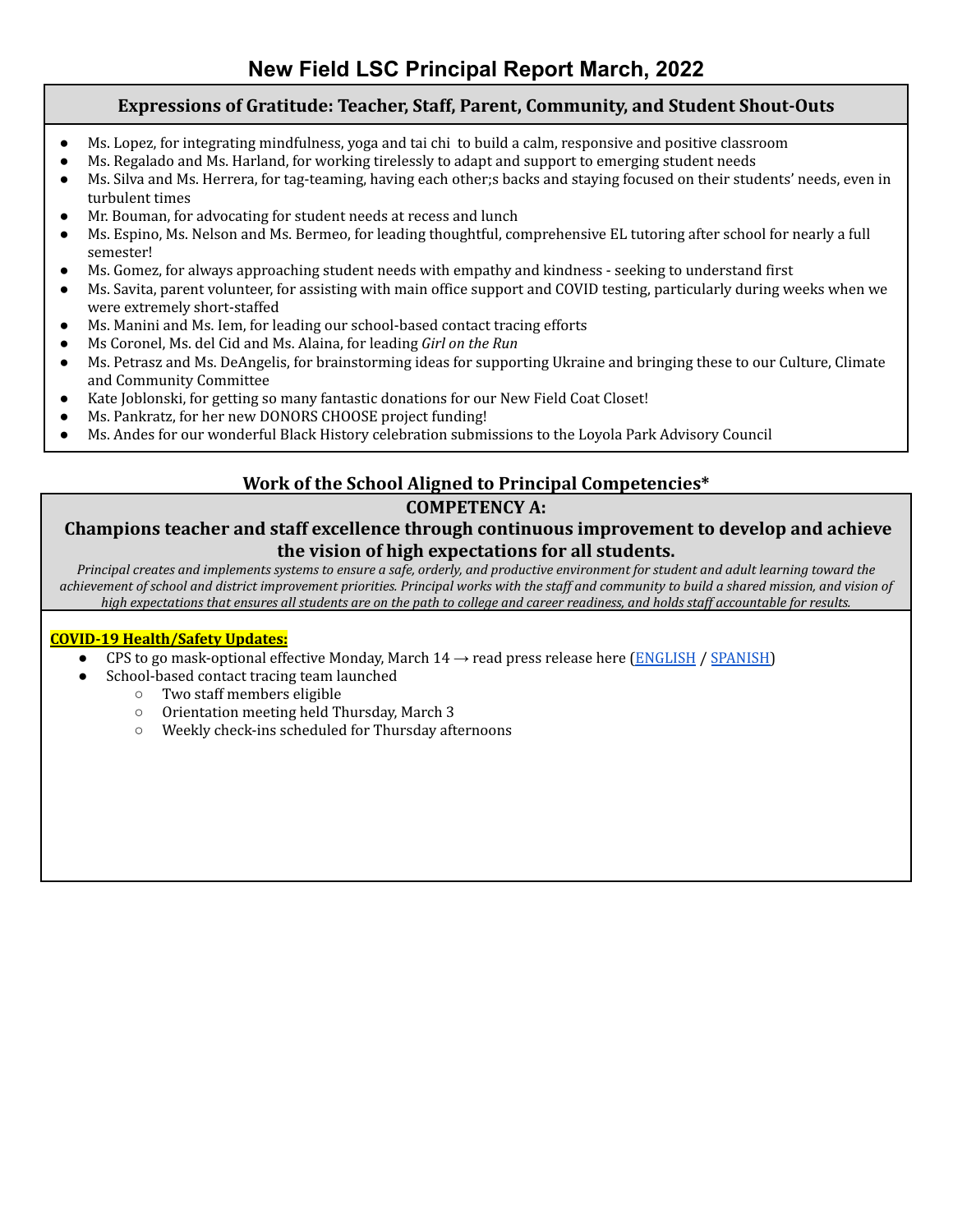# New Field LSC Principal Report March, 2022

## Expressions of Gratitude: Teacher, Staff, Parent, Community, and Student Shout-Outs

- Ms. Lopez, for integrating mindfulness, yoga and tai chi to build a calm, responsive and positive classroom
- Ms. Regalado and Ms. Harland, for working tirelessly to adapt and support to emerging student needs
- Ms. Silva and Ms. Herrera, for tag-teaming, having each other;s backs and staying focused on their students' needs, even in turbulent times
- Mr. Bouman, for advocating for student needs at recess and lunch
- Ms. Espino, Ms. Nelson and Ms. Bermeo, for leading thoughtful, comprehensive EL tutoring after school for nearly a full semester!
- Ms. Gomez, for always approaching student needs with empathy and kindness - seeking to understand first
- Ms. Savita, parent volunteer, for assisting with main office support and COVID testing, particularly during weeks when we were extremely short-staffed
- Ms. Manini and Ms. Iem, for leading our school-based contact tracing efforts
- Ms Coronel, Ms. del Cid and Ms. Alaina, for leading *Girl on the Run*
- Ms. Petrasz and Ms. DeAngelis, for brainstorming ideas for supporting Ukraine and bringing these to our Culture, Climate and Community Committee
- Kate Joblonski, for getting so many fantastic donations for our New Field Coat Closet!
- Ms. Pankratz, for her new DONORS CHOOSE project funding!
- Ms. Andes for our wonderful Black History celebration submissions to the Loyola Park Advisory Council

## Work of the School Aligned to Principal Competencies*

### COMPETENCY A:

### Champions teacher and staff excellence through continuous improvement to develop and achieve the vision of high expectations for all students.

*Principal creates and implements systems to ensure a safe, orderly, and productive environment for student and adult learning toward the achievement of school and district improvement priorities. Principal works with the staff and community to build a shared mission, and vision of high expectations that ensures all students are on the path to college and career readiness, and holds staff accountable for results.*

**COVID-19 Health/Safety Updates:**

- CPS to go mask-optional effective Monday, March 14 → read press release here (ENGLISH / SPANISH)
- School-based contact tracing team launched
  - Two staff members eligible
  - Orientation meeting held Thursday, March 3
  - Weekly check-ins scheduled for Thursday afternoons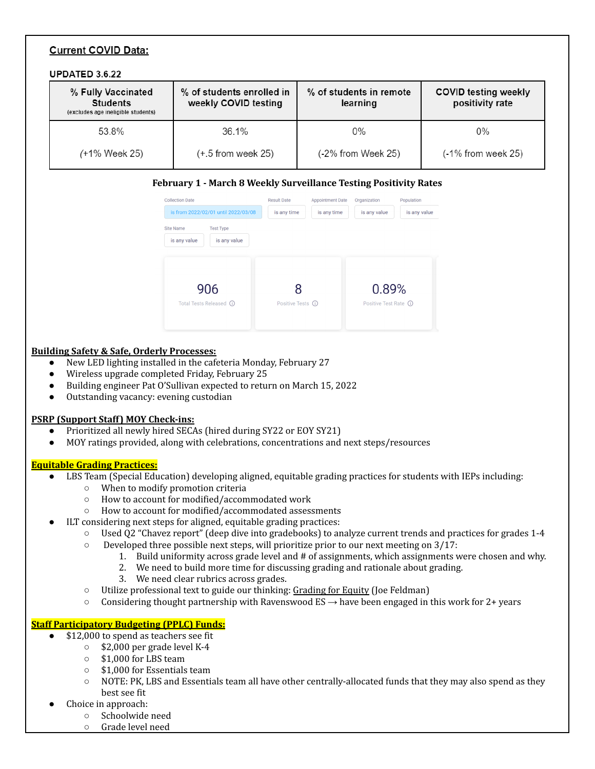## Current COVID Data:

**UPDATED 3.6.22**

| % Fully Vaccinated Students (excludes age ineligible students) | % of students enrolled in weekly COVID testing | % of students in remote learning | COVID testing weekly positivity rate |
|---|---|---|---|
| 53.8% (+1% Week 25) | 36.1% (+.5 from week 25) | 0% (-2% from Week 25) | 0% (-1% from week 25) |

**February 1 - March 8 Weekly Surveillance Testing Positivity Rates**

| Collection Date | Result Date | Appointment Date | Organization | Population |
|---|---|---|---|---|
| is from 2022/02/01 until 2022/03/08 | is any time | is any time | is any value | is any value |

| Site Name | Test Type |
|---|---|
| is any value | is any value |

| Total Tests Released | Positive Tests | Positive Test Rate |
|---|---|---|
| 906 | 8 | 0.89% |

**Building Safety & Safe, Orderly Processes:**

- New LED lighting installed in the cafeteria Monday, February 27
- Wireless upgrade completed Friday, February 25
- Building engineer Pat O'Sullivan expected to return on March 15, 2022
- Outstanding vacancy: evening custodian

**PSRP (Support Staff) MOY Check-ins:**

- Prioritized all newly hired SECAs (hired during SY22 or EOY SY21)
- MOY ratings provided, along with celebrations, concentrations and next steps/resources

**Equitable Grading Practices:**

- LBS Team (Special Education) developing aligned, equitable grading practices for students with IEPs including:
  - When to modify promotion criteria
  - How to account for modified/accommodated work
  - How to account for modified/accommodated assessments
- ILT considering next steps for aligned, equitable grading practices:
  - Used Q2 "Chavez report" (deep dive into gradebooks) to analyze current trends and practices for grades 1-4
  - Developed three possible next steps, will prioritize prior to our next meeting on 3/17:
    1. Build uniformity across grade level and # of assignments, which assignments were chosen and why.
    2. We need to build more time for discussing grading and rationale about grading.
    3. We need clear rubrics across grades.
  - Utilize professional text to guide our thinking: Grading for Equity (Joe Feldman)
  - Considering thought partnership with Ravenswood ES → have been engaged in this work for 2+ years

**Staff Participatory Budgeting (PPLC) Funds:**

- $12,000 to spend as teachers see fit
  - $2,000 per grade level K-4
  - $1,000 for LBS team
  - $1,000 for Essentials team
  - NOTE: PK, LBS and Essentials team all have other centrally-allocated funds that they may also spend as they best see fit
- Choice in approach:
  - Schoolwide need
  - Grade level need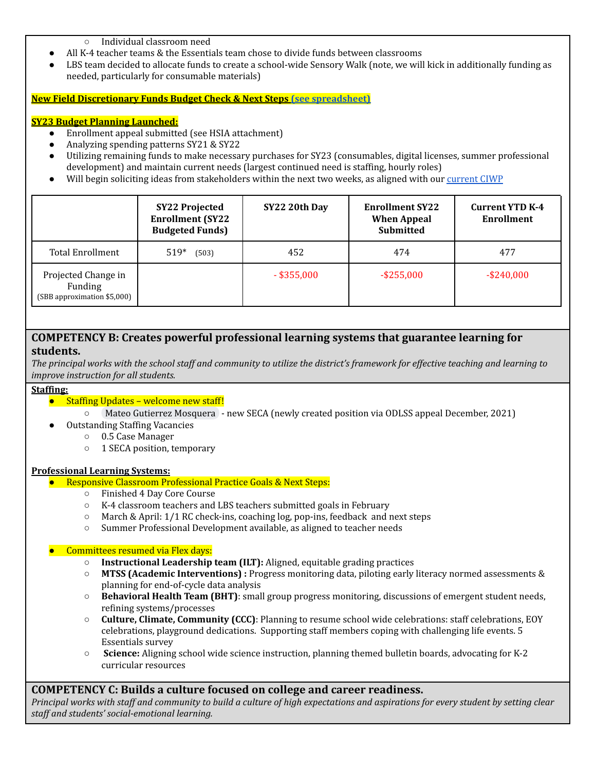- Individual classroom need
- All K-4 teacher teams & the Essentials team chose to divide funds between classrooms
- LBS team decided to allocate funds to create a school-wide Sensory Walk (note, we will kick in additionally funding as needed, particularly for consumable materials)

**New Field Discretionary Funds Budget Check & Next Steps (see spreadsheet)**

**SY23 Budget Planning Launched:**

- Enrollment appeal submitted (see HSIA attachment)
- Analyzing spending patterns SY21 & SY22
- Utilizing remaining funds to make necessary purchases for SY23 (consumables, digital licenses, summer professional development) and maintain current needs (largest continued need is staffing, hourly roles)
- Will begin soliciting ideas from stakeholders within the next two weeks, as aligned with our current CIWP

| | SY22 Projected Enrollment (SY22 Budgeted Funds) | SY22 20th Day | Enrollment SY22 When Appeal Submitted | Current YTD K-4 Enrollment |
|---|---|---|---|---|
| Total Enrollment | 519* (503) | 452 | 474 | 477 |
| Projected Change in Funding (SBB approximation $5,000) | | - $355,000 | -$255,000 | -$240,000 |

## COMPETENCY B: Creates powerful professional learning systems that guarantee learning for students.

*The principal works with the school staff and community to utilize the district's framework for effective teaching and learning to improve instruction for all students.*

**Staffing:**

- Staffing Updates – welcome new staff!
    - Mateo Gutierrez Mosquera - new SECA (newly created position via ODLSS appeal December, 2021)
- Outstanding Staffing Vacancies
    - 0.5 Case Manager
    - 1 SECA position, temporary

**Professional Learning Systems:**

- Responsive Classroom Professional Practice Goals & Next Steps:
    - Finished 4 Day Core Course
    - K-4 classroom teachers and LBS teachers submitted goals in February
    - March & April: 1/1 RC check-ins, coaching log, pop-ins, feedback and next steps
    - Summer Professional Development available, as aligned to teacher needs

- Committees resumed via Flex days:
    - **Instructional Leadership team (ILT):** Aligned, equitable grading practices
    - **MTSS (Academic Interventions) :** Progress monitoring data, piloting early literacy normed assessments & planning for end-of-cycle data analysis
    - **Behavioral Health Team (BHT)**: small group progress monitoring, discussions of emergent student needs, refining systems/processes
    - **Culture, Climate, Community (CCC)**: Planning to resume school wide celebrations: staff celebrations, EOY celebrations, playground dedications. Supporting staff members coping with challenging life events. 5 Essentials survey
    - **Science:** Aligning school wide science instruction, planning themed bulletin boards, advocating for K-2 curricular resources

## COMPETENCY C: Builds a culture focused on college and career readiness.

*Principal works with staff and community to build a culture of high expectations and aspirations for every student by setting clear staff and students' social-emotional learning.*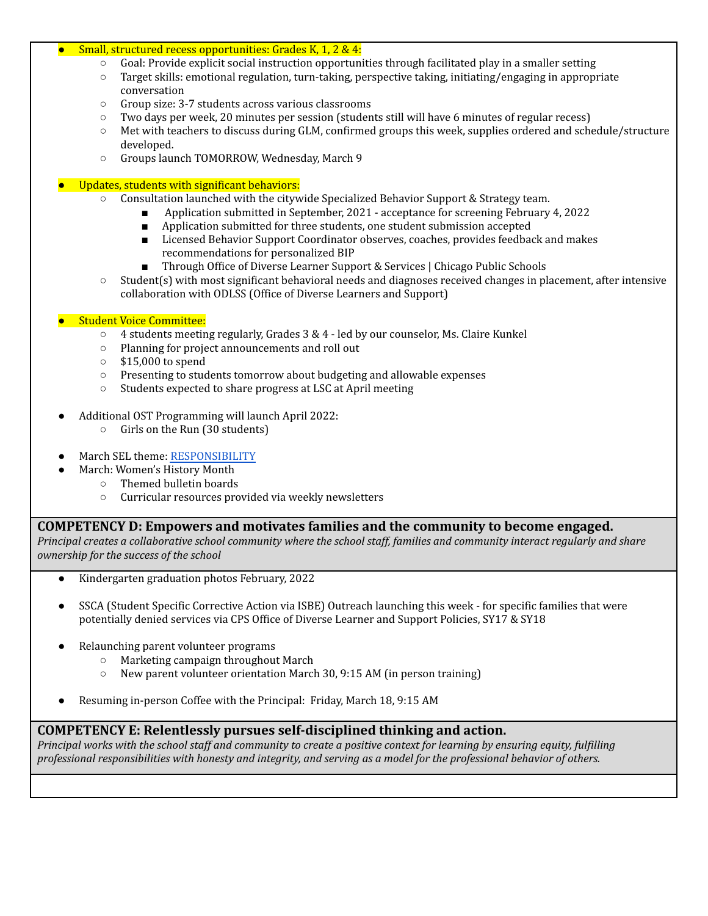- Small, structured recess opportunities: Grades K, 1, 2 & 4:
    - Goal: Provide explicit social instruction opportunities through facilitated play in a smaller setting
    - Target skills: emotional regulation, turn-taking, perspective taking, initiating/engaging in appropriate conversation
    - Group size: 3-7 students across various classrooms
    - Two days per week, 20 minutes per session (students still will have 6 minutes of regular recess)
    - Met with teachers to discuss during GLM, confirmed groups this week, supplies ordered and schedule/structure developed.
    - Groups launch TOMORROW, Wednesday, March 9

- Updates, students with significant behaviors:
    - Consultation launched with the citywide Specialized Behavior Support & Strategy team.
        - Application submitted in September, 2021 - acceptance for screening February 4, 2022
        - Application submitted for three students, one student submission accepted
        - Licensed Behavior Support Coordinator observes, coaches, provides feedback and makes recommendations for personalized BIP
        - Through Office of Diverse Learner Support & Services | Chicago Public Schools
    - Student(s) with most significant behavioral needs and diagnoses received changes in placement, after intensive collaboration with ODLSS (Office of Diverse Learners and Support)

- Student Voice Committee:
    - 4 students meeting regularly, Grades 3 & 4 - led by our counselor, Ms. Claire Kunkel
    - Planning for project announcements and roll out
    - $15,000 to spend
    - Presenting to students tomorrow about budgeting and allowable expenses
    - Students expected to share progress at LSC at April meeting

- Additional OST Programming will launch April 2022:
    - Girls on the Run (30 students)

- March SEL theme: RESPONSIBILITY
- March: Women's History Month
    - Themed bulletin boards
    - Curricular resources provided via weekly newsletters

## COMPETENCY D: Empowers and motivates families and the community to become engaged.

*Principal creates a collaborative school community where the school staff, families and community interact regularly and share ownership for the success of the school*

- Kindergarten graduation photos February, 2022

- SSCA (Student Specific Corrective Action via ISBE) Outreach launching this week - for specific families that were potentially denied services via CPS Office of Diverse Learner and Support Policies, SY17 & SY18

- Relaunching parent volunteer programs
    - Marketing campaign throughout March
    - New parent volunteer orientation March 30, 9:15 AM (in person training)

- Resuming in-person Coffee with the Principal: Friday, March 18, 9:15 AM

## COMPETENCY E: Relentlessly pursues self-disciplined thinking and action.

*Principal works with the school staff and community to create a positive context for learning by ensuring equity, fulfilling professional responsibilities with honesty and integrity, and serving as a model for the professional behavior of others.*